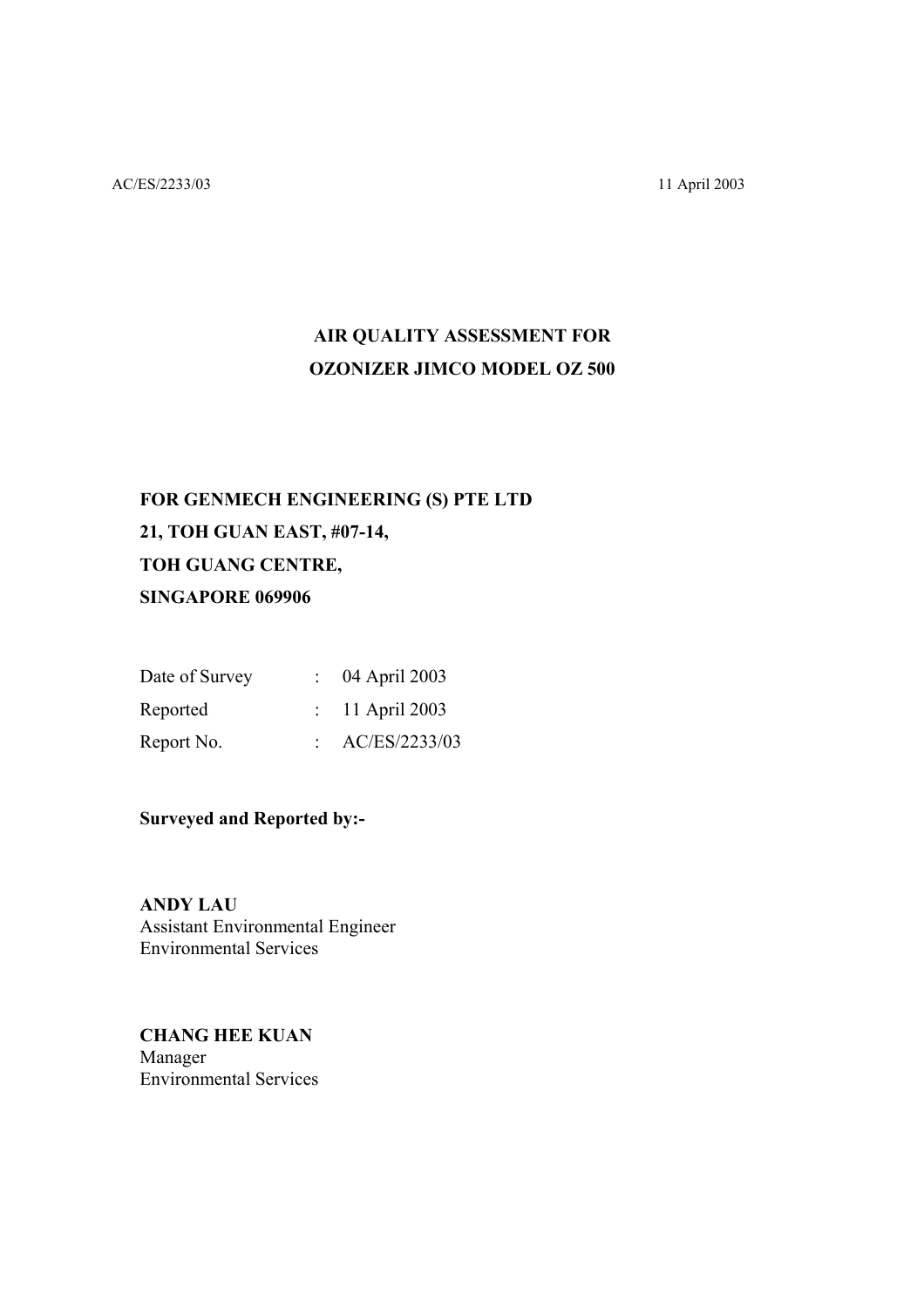AC/ES/2233/03 11 April 2003

# AIR QUALITY ASSESSMENT FOR
# OZONIZER JIMCO MODEL OZ 500

**FOR GENMECH ENGINEERING (S) PTE LTD**
**21, TOH GUAN EAST, #07-14,**
**TOH GUANG CENTRE,**
**SINGAPORE 069906**

| | | |
|---|---|---|
| Date of Survey | : | 04 April 2003 |
| Reported | : | 11 April 2003 |
| Report No. | : | AC/ES/2233/03 |

**Surveyed and Reported by:-**

**ANDY LAU**
Assistant Environmental Engineer
Environmental Services

**CHANG HEE KUAN**
Manager
Environmental Services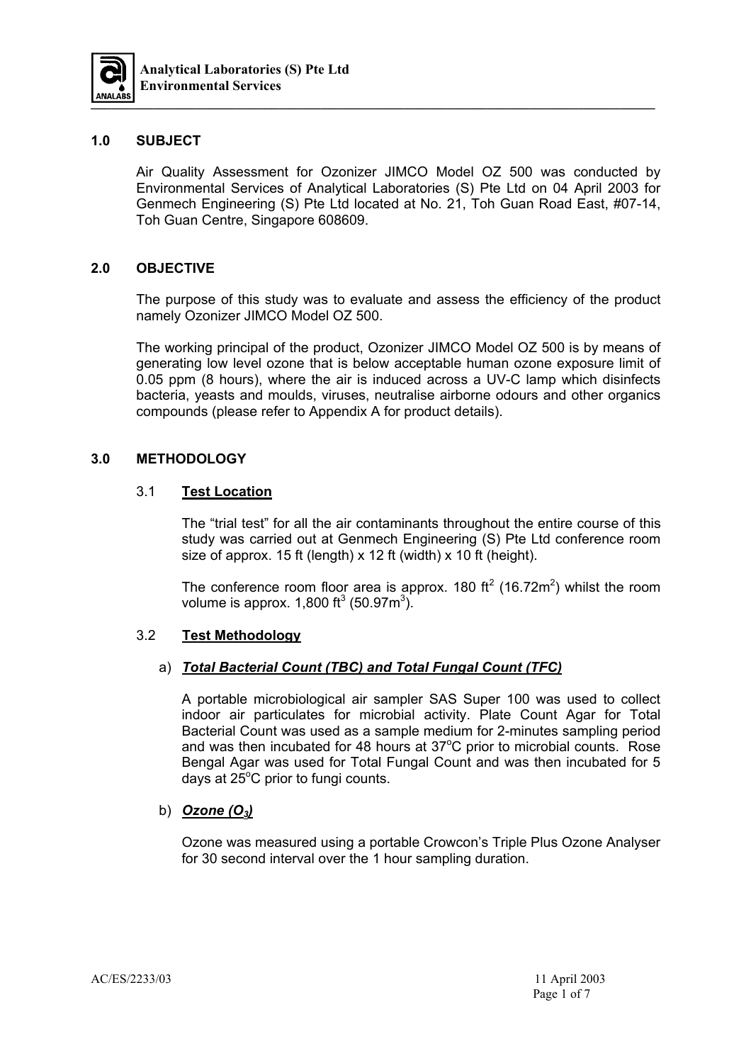## 1.0 SUBJECT

Air Quality Assessment for Ozonizer JIMCO Model OZ 500 was conducted by Environmental Services of Analytical Laboratories (S) Pte Ltd on 04 April 2003 for Genmech Engineering (S) Pte Ltd located at No. 21, Toh Guan Road East, #07-14, Toh Guan Centre, Singapore 608609.

## 2.0 OBJECTIVE

The purpose of this study was to evaluate and assess the efficiency of the product namely Ozonizer JIMCO Model OZ 500.

The working principal of the product, Ozonizer JIMCO Model OZ 500 is by means of generating low level ozone that is below acceptable human ozone exposure limit of 0.05 ppm (8 hours), where the air is induced across a UV-C lamp which disinfects bacteria, yeasts and moulds, viruses, neutralise airborne odours and other organics compounds (please refer to Appendix A for product details).

## 3.0 METHODOLOGY

### 3.1 Test Location

The "trial test" for all the air contaminants throughout the entire course of this study was carried out at Genmech Engineering (S) Pte Ltd conference room size of approx. 15 ft (length) x 12 ft (width) x 10 ft (height).

The conference room floor area is approx. 180 $ft^2$ (16.72$m^2$) whilst the room volume is approx. 1,800 $ft^3$ (50.97$m^3$).

### 3.2 Test Methodology

#### a) *Total Bacterial Count (TBC) and Total Fungal Count (TFC)*

A portable microbiological air sampler SAS Super 100 was used to collect indoor air particulates for microbial activity. Plate Count Agar for Total Bacterial Count was used as a sample medium for 2-minutes sampling period and was then incubated for 48 hours at 37°C prior to microbial counts. Rose Bengal Agar was used for Total Fungal Count and was then incubated for 5 days at 25°C prior to fungi counts.

#### b) *Ozone ($O_3$)*

Ozone was measured using a portable Crowcon's Triple Plus Ozone Analyser for 30 second interval over the 1 hour sampling duration.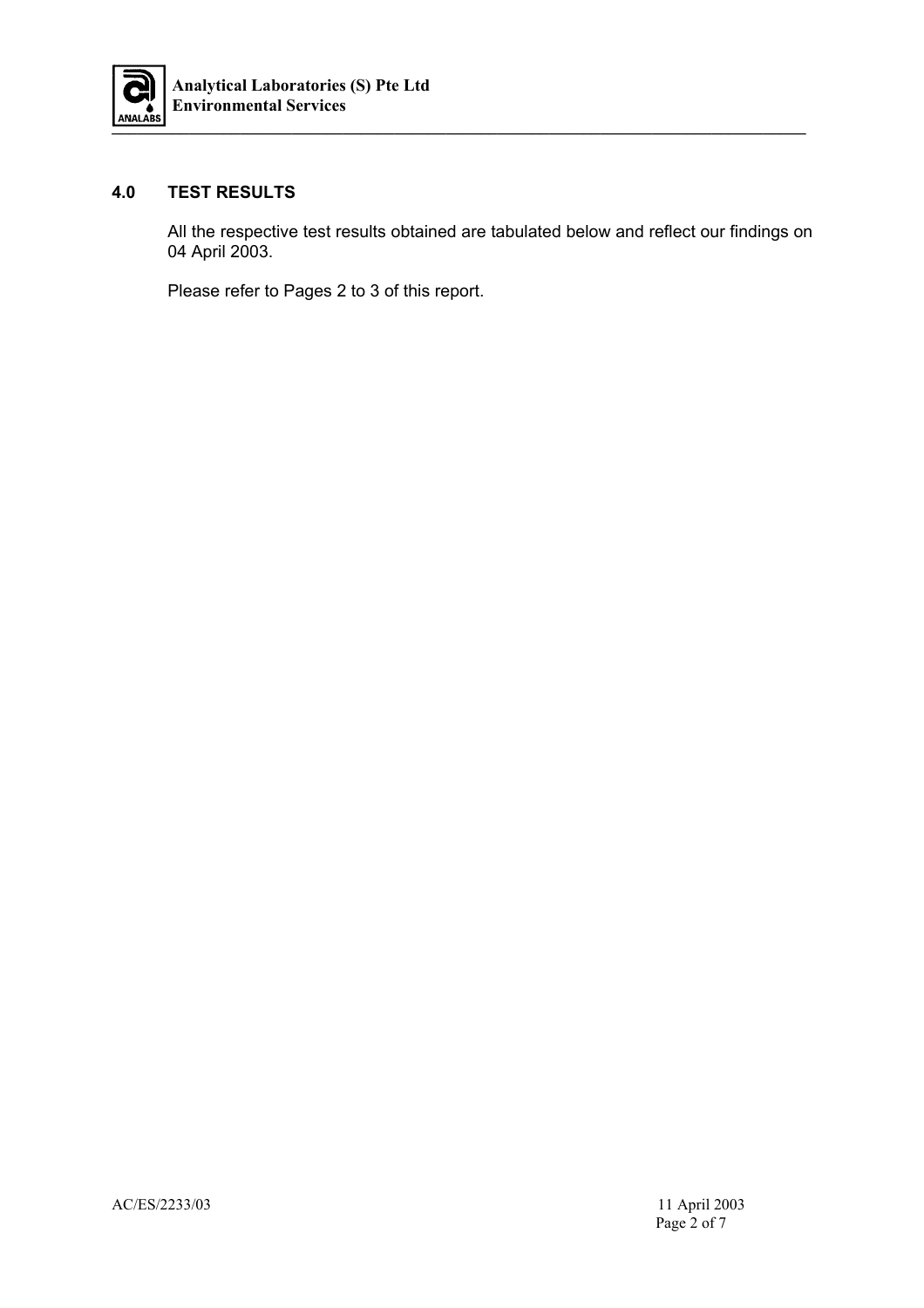## 4.0 TEST RESULTS

All the respective test results obtained are tabulated below and reflect our findings on 04 April 2003.

Please refer to Pages 2 to 3 of this report.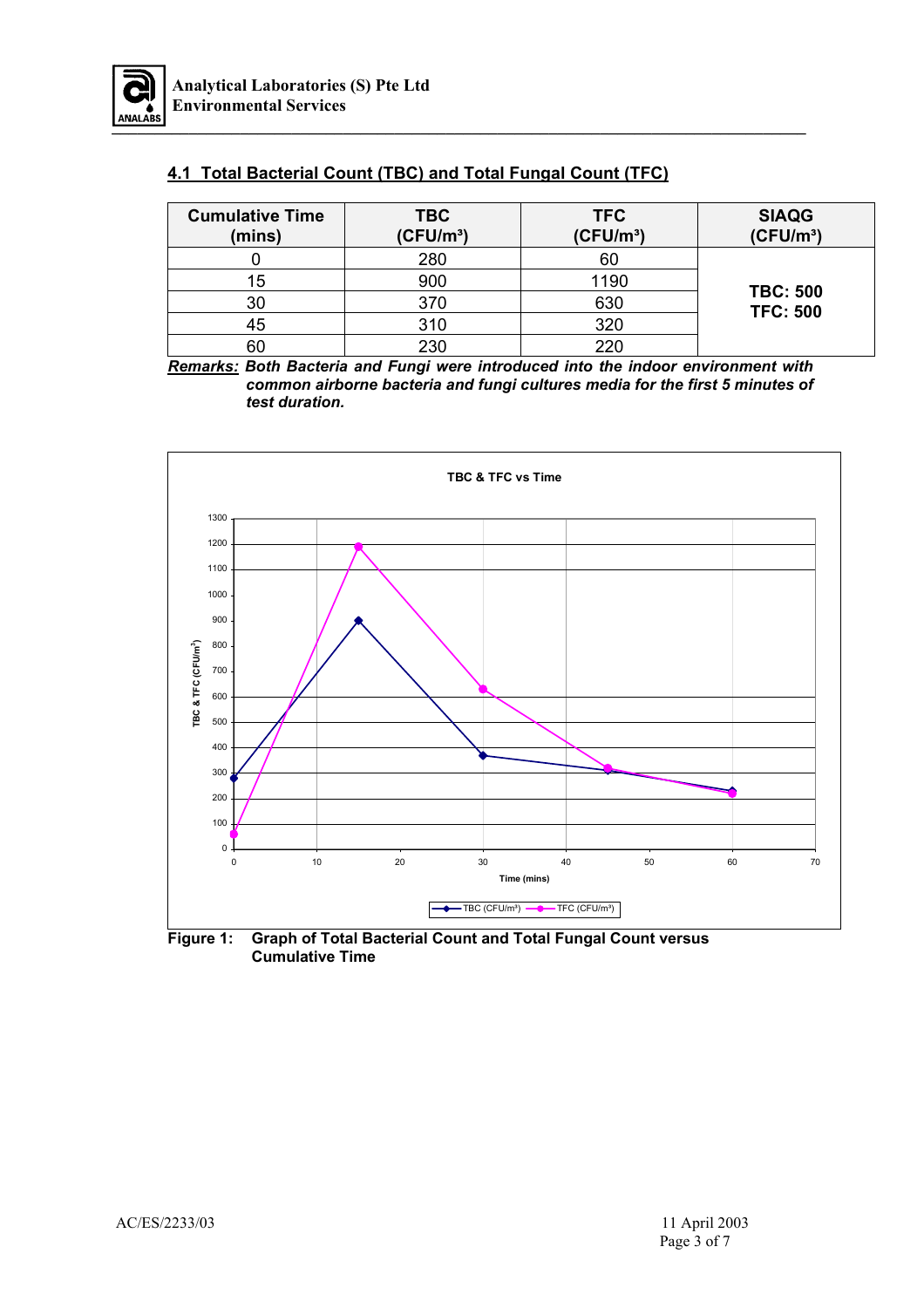## 4.1 Total Bacterial Count (TBC) and Total Fungal Count (TFC)

| Cumulative Time (mins) | TBC ($CFU/m^3$) | TFC ($CFU/m^3$) | SIAQG ($CFU/m^3$) |
|---|---|---|---|
| 0 | 280 | 60 | **TBC: 500** **TFC: 500** |
| 15 | 900 | 1190 | |
| 30 | 370 | 630 | |
| 45 | 310 | 320 | |
| 60 | 230 | 220 | |

***Remarks:*** ***Both Bacteria and Fungi were introduced into the indoor environment with common airborne bacteria and fungi cultures media for the first 5 minutes of test duration.***

**Figure 1: Graph of Total Bacterial Count and Total Fungal Count versus Cumulative Time**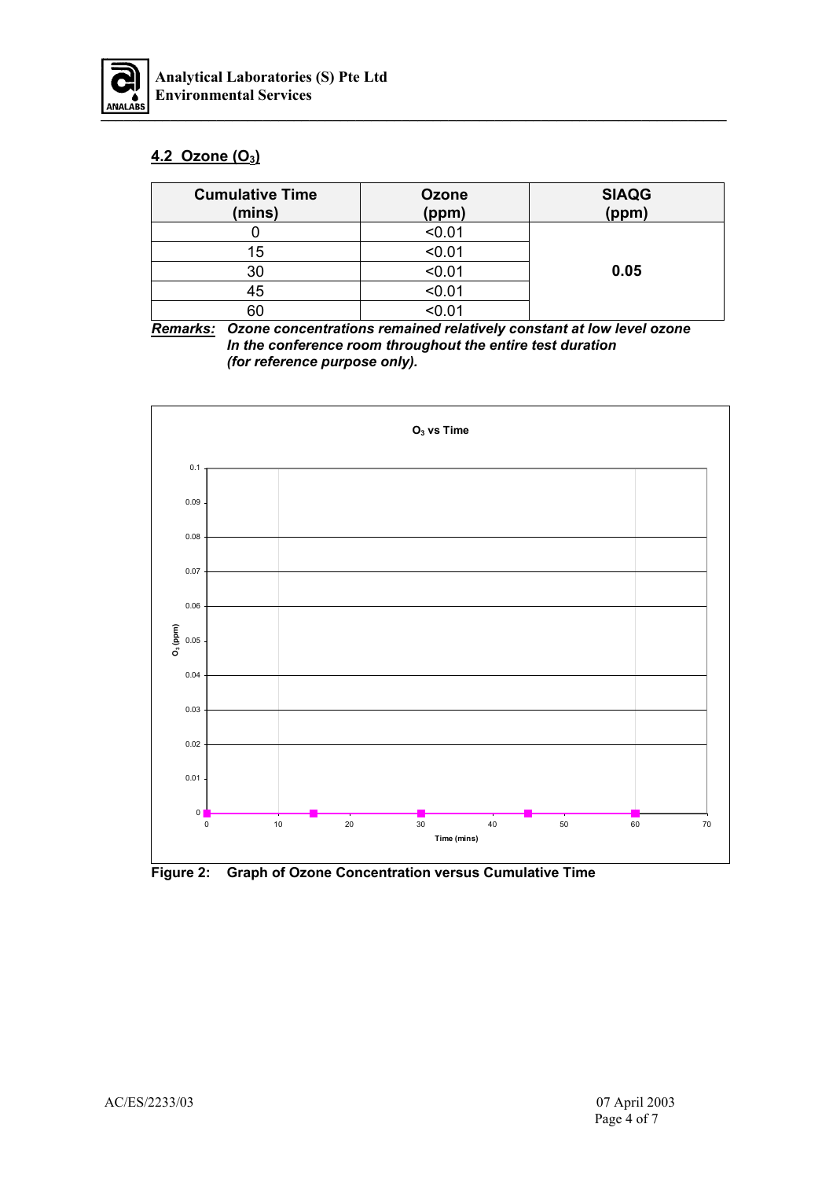## 4.2 Ozone ($O_3$)

| Cumulative Time (mins) | Ozone (ppm) | SIAQG (ppm) |
|---|---|---|
| 0 | <0.01 | 0.05 |
| 15 | <0.01 | |
| 30 | <0.01 | |
| 45 | <0.01 | |
| 60 | <0.01 | |

***Remarks:*** ***Ozone concentrations remained relatively constant at low level ozone In the conference room throughout the entire test duration (for reference purpose only).***

**Figure 2: Graph of Ozone Concentration versus Cumulative Time**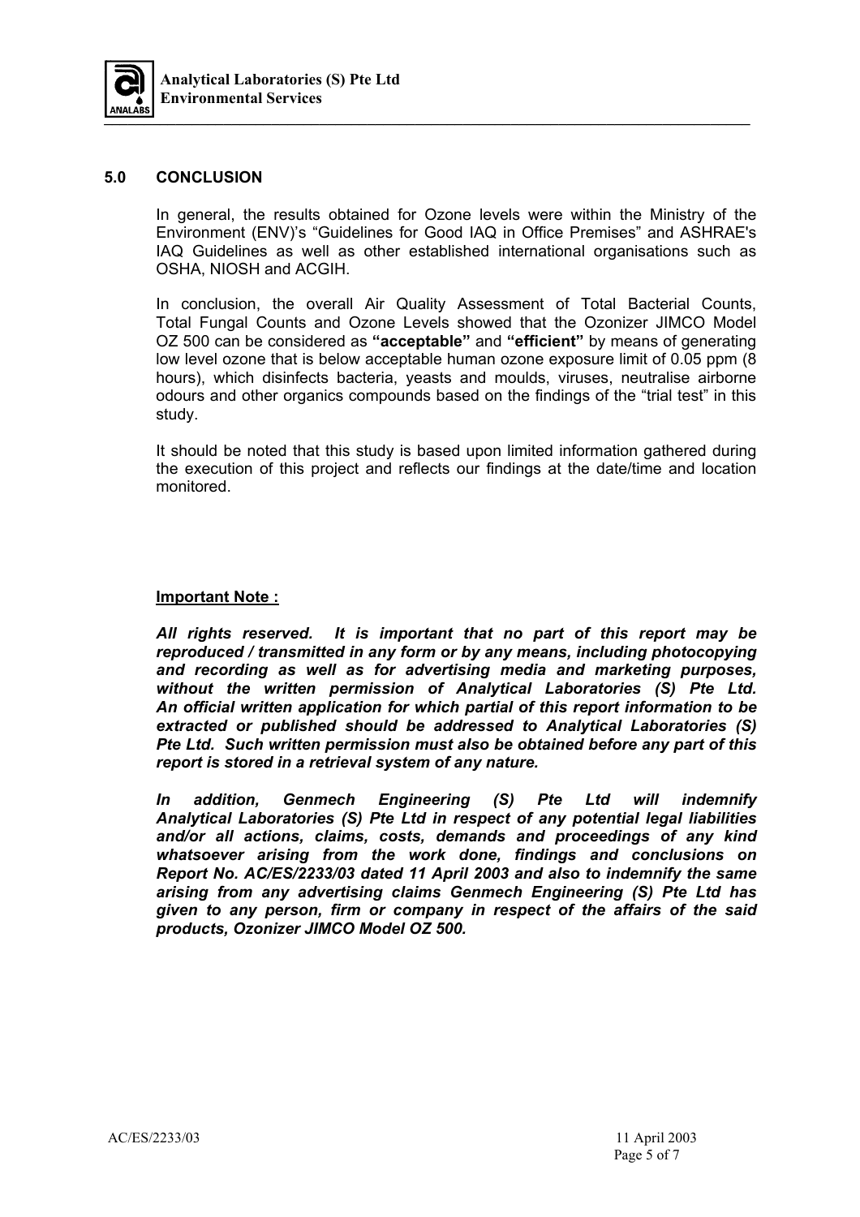## 5.0 CONCLUSION

In general, the results obtained for Ozone levels were within the Ministry of the Environment (ENV)'s "Guidelines for Good IAQ in Office Premises" and ASHRAE's IAQ Guidelines as well as other established international organisations such as OSHA, NIOSH and ACGIH.

In conclusion, the overall Air Quality Assessment of Total Bacterial Counts, Total Fungal Counts and Ozone Levels showed that the Ozonizer JIMCO Model OZ 500 can be considered as **"acceptable"** and **"efficient"** by means of generating low level ozone that is below acceptable human ozone exposure limit of 0.05 ppm (8 hours), which disinfects bacteria, yeasts and moulds, viruses, neutralise airborne odours and other organics compounds based on the findings of the "trial test" in this study.

It should be noted that this study is based upon limited information gathered during the execution of this project and reflects our findings at the date/time and location monitored.

**Important Note :**

***All rights reserved. It is important that no part of this report may be reproduced / transmitted in any form or by any means, including photocopying and recording as well as for advertising media and marketing purposes, without the written permission of Analytical Laboratories (S) Pte Ltd. An official written application for which partial of this report information to be extracted or published should be addressed to Analytical Laboratories (S) Pte Ltd. Such written permission must also be obtained before any part of this report is stored in a retrieval system of any nature.***

***In addition, Genmech Engineering (S) Pte Ltd will indemnify Analytical Laboratories (S) Pte Ltd in respect of any potential legal liabilities and/or all actions, claims, costs, demands and proceedings of any kind whatsoever arising from the work done, findings and conclusions on Report No. AC/ES/2233/03 dated 11 April 2003 and also to indemnify the same arising from any advertising claims Genmech Engineering (S) Pte Ltd has given to any person, firm or company in respect of the affairs of the said products, Ozonizer JIMCO Model OZ 500.***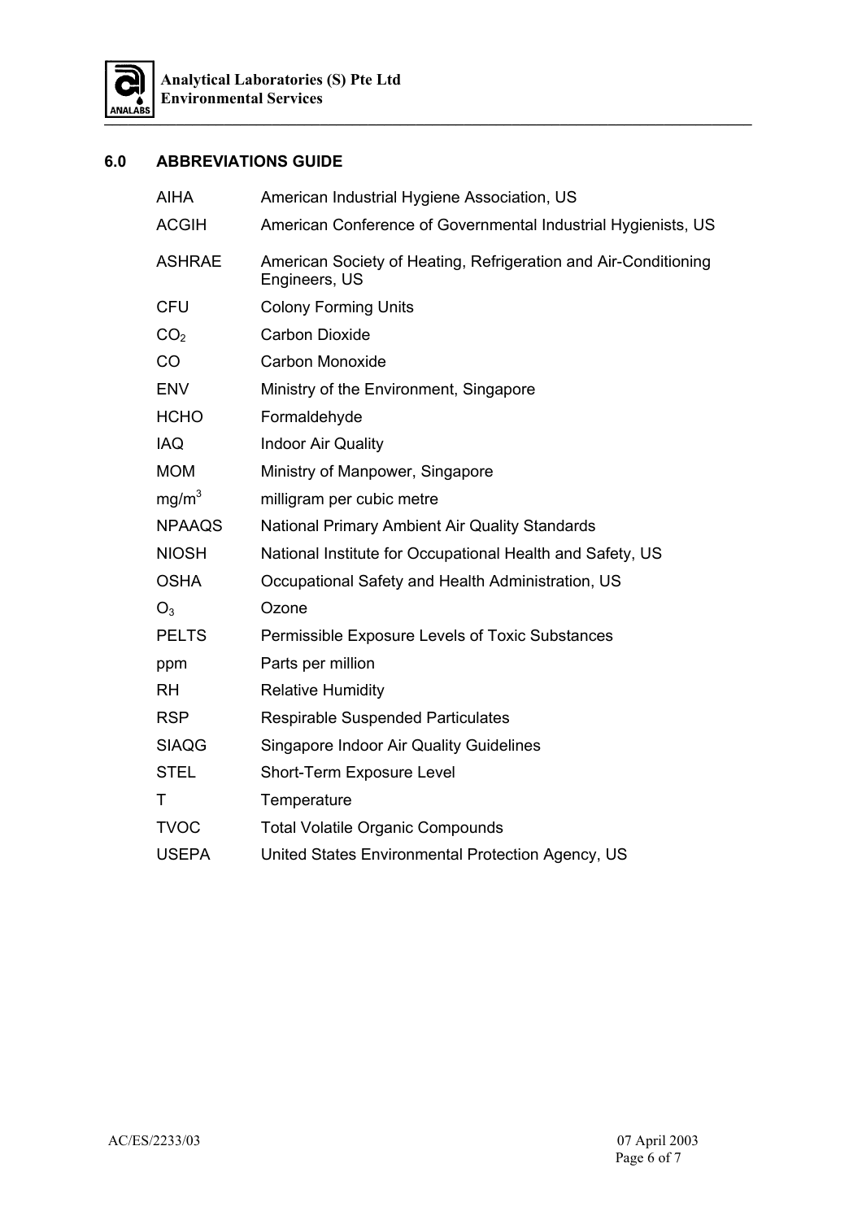## 6.0 ABBREVIATIONS GUIDE

| | |
|---|---|
| AIHA | American Industrial Hygiene Association, US |
| ACGIH | American Conference of Governmental Industrial Hygienists, US |
| ASHRAE | American Society of Heating, Refrigeration and Air-Conditioning Engineers, US |
| CFU | Colony Forming Units |
| $CO_2$ | Carbon Dioxide |
| CO | Carbon Monoxide |
| ENV | Ministry of the Environment, Singapore |
| HCHO | Formaldehyde |
| IAQ | Indoor Air Quality |
| MOM | Ministry of Manpower, Singapore |
| $mg/m^3$ | milligram per cubic metre |
| NPAAQS | National Primary Ambient Air Quality Standards |
| NIOSH | National Institute for Occupational Health and Safety, US |
| OSHA | Occupational Safety and Health Administration, US |
| $O_3$ | Ozone |
| PELTS | Permissible Exposure Levels of Toxic Substances |
| ppm | Parts per million |
| RH | Relative Humidity |
| RSP | Respirable Suspended Particulates |
| SIAQG | Singapore Indoor Air Quality Guidelines |
| STEL | Short-Term Exposure Level |
| T | Temperature |
| TVOC | Total Volatile Organic Compounds |
| USEPA | United States Environmental Protection Agency, US |

AC/ES/2233/03 07 April 2003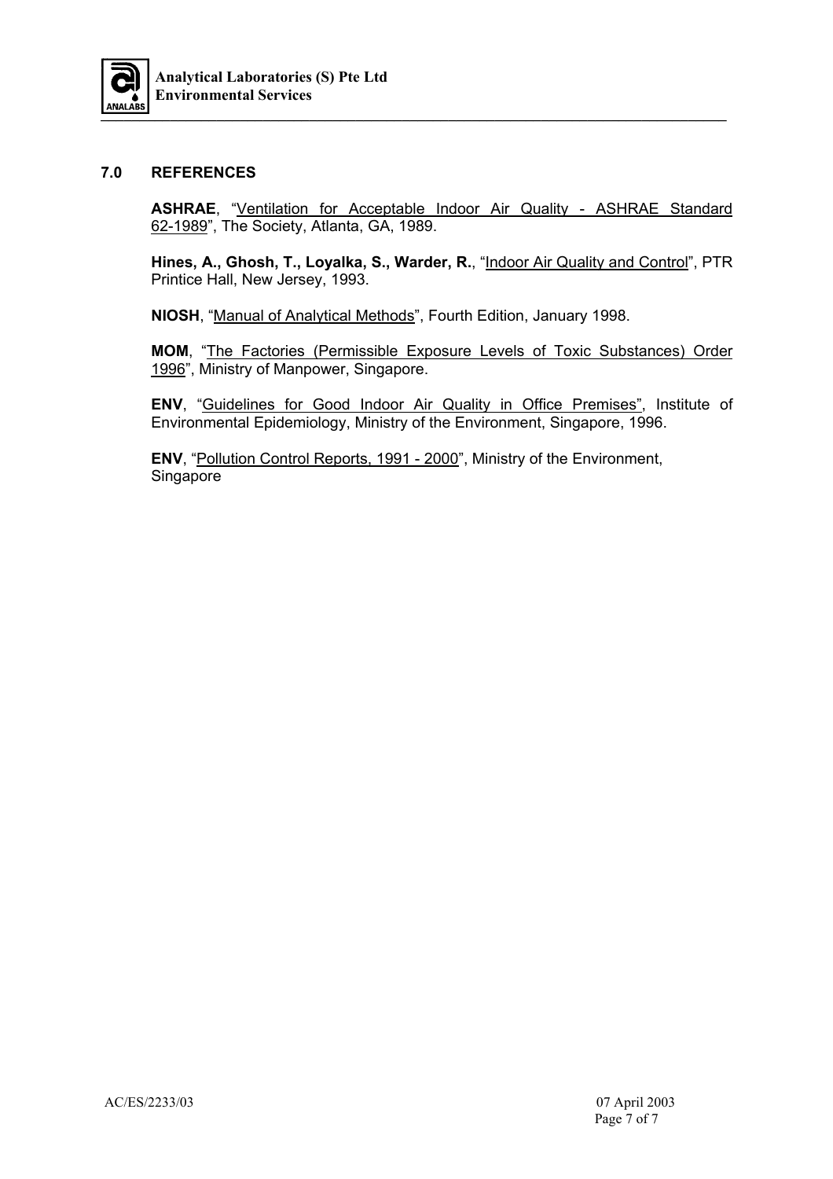## 7.0 REFERENCES

**ASHRAE**, "Ventilation for Acceptable Indoor Air Quality - ASHRAE Standard 62-1989", The Society, Atlanta, GA, 1989.

**Hines, A., Ghosh, T., Loyalka, S., Warder, R.**, "Indoor Air Quality and Control", PTR Printice Hall, New Jersey, 1993.

**NIOSH**, "Manual of Analytical Methods", Fourth Edition, January 1998.

**MOM**, "The Factories (Permissible Exposure Levels of Toxic Substances) Order 1996", Ministry of Manpower, Singapore.

**ENV**, "Guidelines for Good Indoor Air Quality in Office Premises", Institute of Environmental Epidemiology, Ministry of the Environment, Singapore, 1996.

**ENV**, "Pollution Control Reports, 1991 - 2000", Ministry of the Environment, Singapore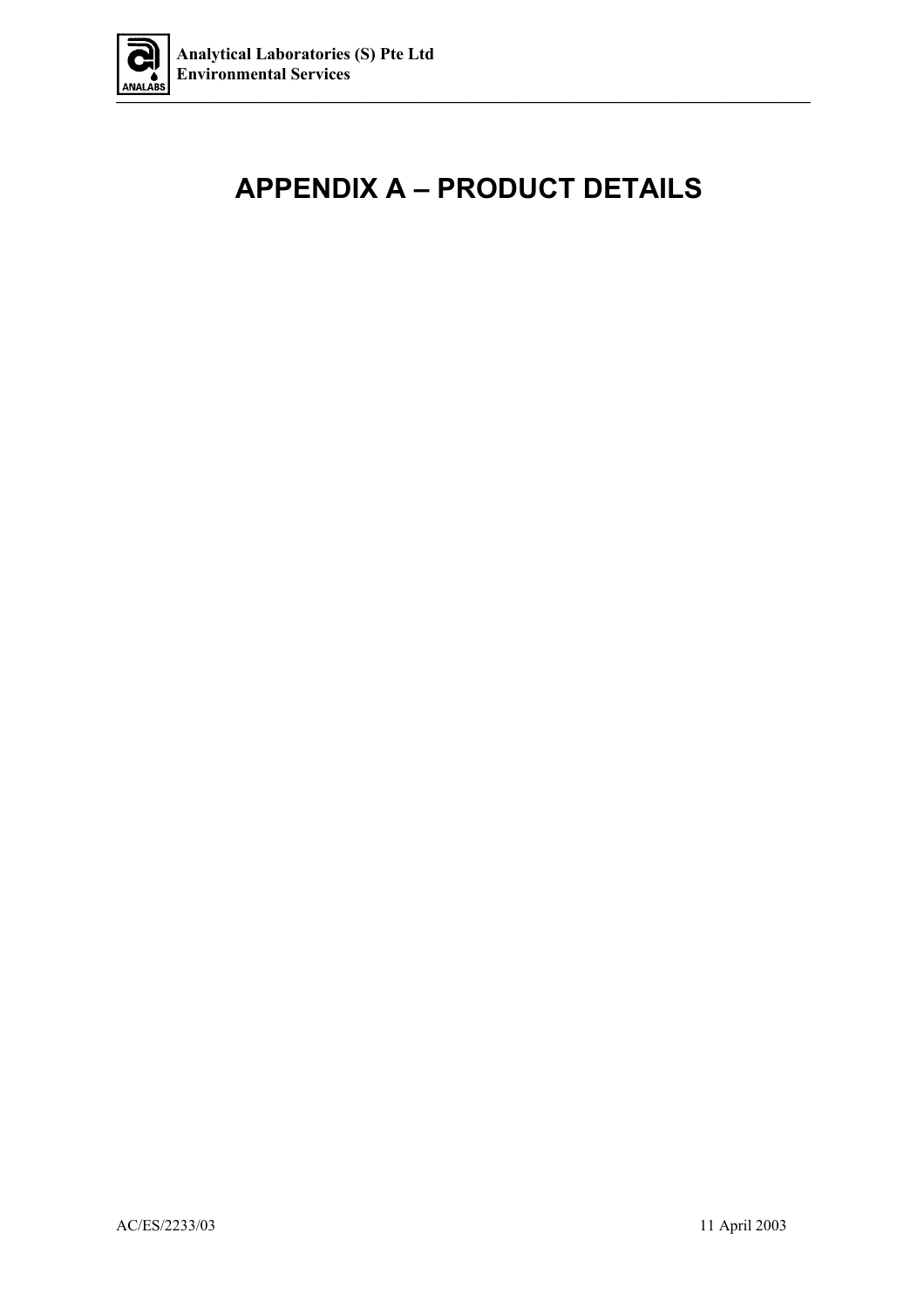# APPENDIX A – PRODUCT DETAILS